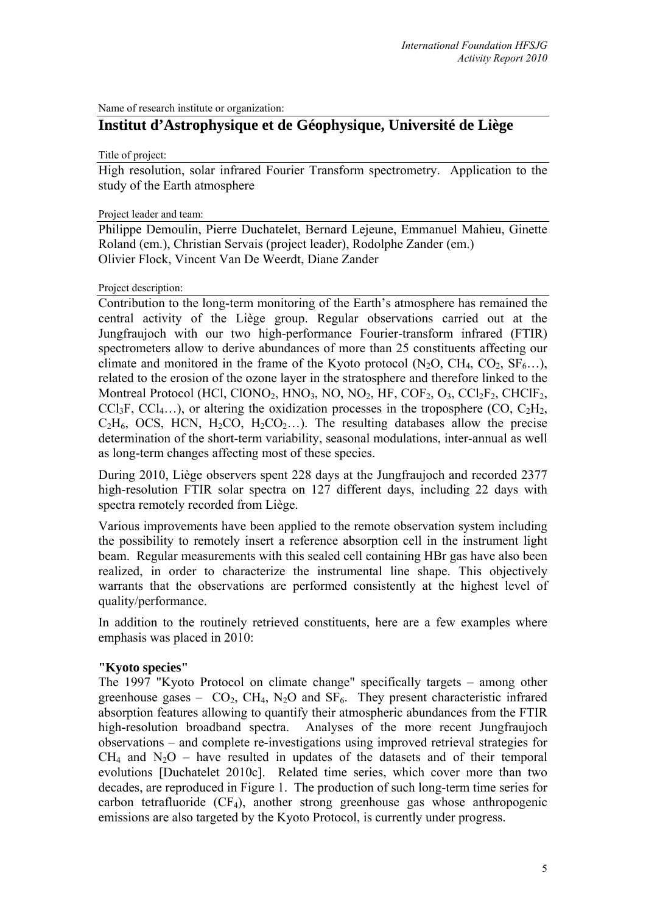Name of research institute or organization:

# Institut d'Astrophysique et de Géophysique, Université de Liège

Title of project:

High resolution, solar infrared Fourier Transform spectrometry. Application to the study of the Earth atmosphere

Project leader and team:

Philippe Demoulin, Pierre Duchatelet, Bernard Lejeune, Emmanuel Mahieu, Ginette Roland (em.), Christian Servais (project leader), Rodolphe Zander (em.)
Olivier Flock, Vincent Van De Weerdt, Diane Zander

Project description:

Contribution to the long-term monitoring of the Earth's atmosphere has remained the central activity of the Liège group. Regular observations carried out at the Jungfraujoch with our two high-performance Fourier-transform infrared (FTIR) spectrometers allow to derive abundances of more than 25 constituents affecting our climate and monitored in the frame of the Kyoto protocol ($N_2O$, $CH_4$, $CO_2$, $SF_6$…), related to the erosion of the ozone layer in the stratosphere and therefore linked to the Montreal Protocol (HCl, $ClONO_2$, $HNO_3$, NO, $NO_2$, HF, $COF_2$, $O_3$, $CCl_2F_2$, $CHClF_2$, $CCl_3F$, $CCl_4$…), or altering the oxidization processes in the troposphere (CO, $C_2H_2$, $C_2H_6$, OCS, HCN, $H_2CO$, $H_2CO_2$…). The resulting databases allow the precise determination of the short-term variability, seasonal modulations, inter-annual as well as long-term changes affecting most of these species.

During 2010, Liège observers spent 228 days at the Jungfraujoch and recorded 2377 high-resolution FTIR solar spectra on 127 different days, including 22 days with spectra remotely recorded from Liège.

Various improvements have been applied to the remote observation system including the possibility to remotely insert a reference absorption cell in the instrument light beam. Regular measurements with this sealed cell containing HBr gas have also been realized, in order to characterize the instrumental line shape. This objectively warrants that the observations are performed consistently at the highest level of quality/performance.

In addition to the routinely retrieved constituents, here are a few examples where emphasis was placed in 2010:

**"Kyoto species"**

The 1997 "Kyoto Protocol on climate change" specifically targets – among other greenhouse gases – $CO_2$, $CH_4$, $N_2O$ and $SF_6$. They present characteristic infrared absorption features allowing to quantify their atmospheric abundances from the FTIR high-resolution broadband spectra. Analyses of the more recent Jungfraujoch observations – and complete re-investigations using improved retrieval strategies for $CH_4$ and $N_2O$ – have resulted in updates of the datasets and of their temporal evolutions [Duchatelet 2010c]. Related time series, which cover more than two decades, are reproduced in Figure 1. The production of such long-term time series for carbon tetrafluoride ($CF_4$), another strong greenhouse gas whose anthropogenic emissions are also targeted by the Kyoto Protocol, is currently under progress.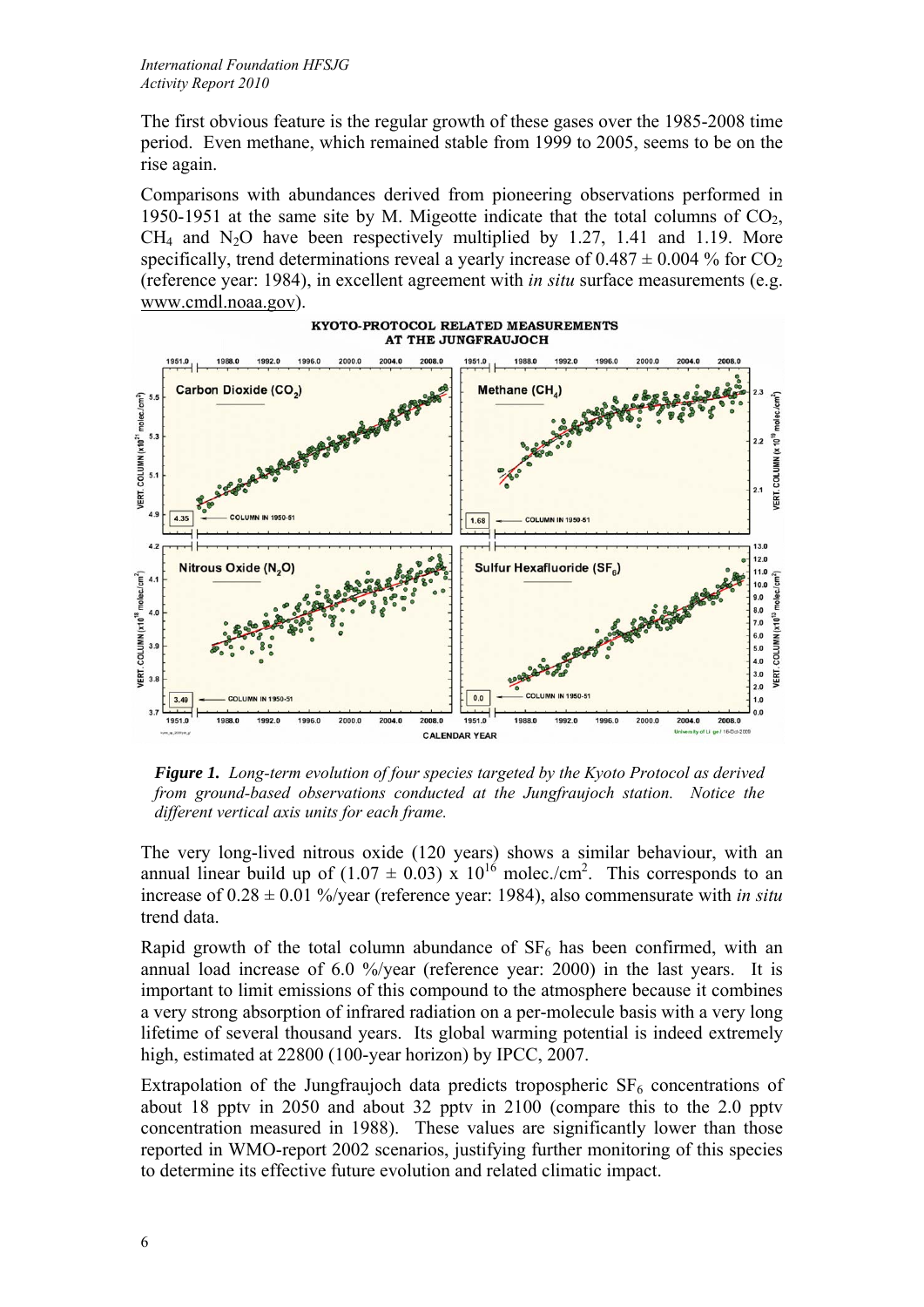The first obvious feature is the regular growth of these gases over the 1985-2008 time period. Even methane, which remained stable from 1999 to 2005, seems to be on the rise again.

Comparisons with abundances derived from pioneering observations performed in 1950-1951 at the same site by M. Migeotte indicate that the total columns of $CO_2$, $CH_4$ and $N_2O$ have been respectively multiplied by 1.27, 1.41 and 1.19. More specifically, trend determinations reveal a yearly increase of $0.487 \pm 0.004$ % for $CO_2$ (reference year: 1984), in excellent agreement with *in situ* surface measurements (e.g. www.cmdl.noaa.gov).

***Figure 1.*** *Long-term evolution of four species targeted by the Kyoto Protocol as derived from ground-based observations conducted at the Jungfraujoch station. Notice the different vertical axis units for each frame.*

The very long-lived nitrous oxide (120 years) shows a similar behaviour, with an annual linear build up of $(1.07 \pm 0.03) \times 10^{16}$ molec./cm$^2$. This corresponds to an increase of $0.28 \pm 0.01$ %/year (reference year: 1984), also commensurate with *in situ* trend data.

Rapid growth of the total column abundance of $SF_6$ has been confirmed, with an annual load increase of 6.0 %/year (reference year: 2000) in the last years. It is important to limit emissions of this compound to the atmosphere because it combines a very strong absorption of infrared radiation on a per-molecule basis with a very long lifetime of several thousand years. Its global warming potential is indeed extremely high, estimated at 22800 (100-year horizon) by IPCC, 2007.

Extrapolation of the Jungfraujoch data predicts tropospheric $SF_6$ concentrations of about 18 pptv in 2050 and about 32 pptv in 2100 (compare this to the 2.0 pptv concentration measured in 1988). These values are significantly lower than those reported in WMO-report 2002 scenarios, justifying further monitoring of this species to determine its effective future evolution and related climatic impact.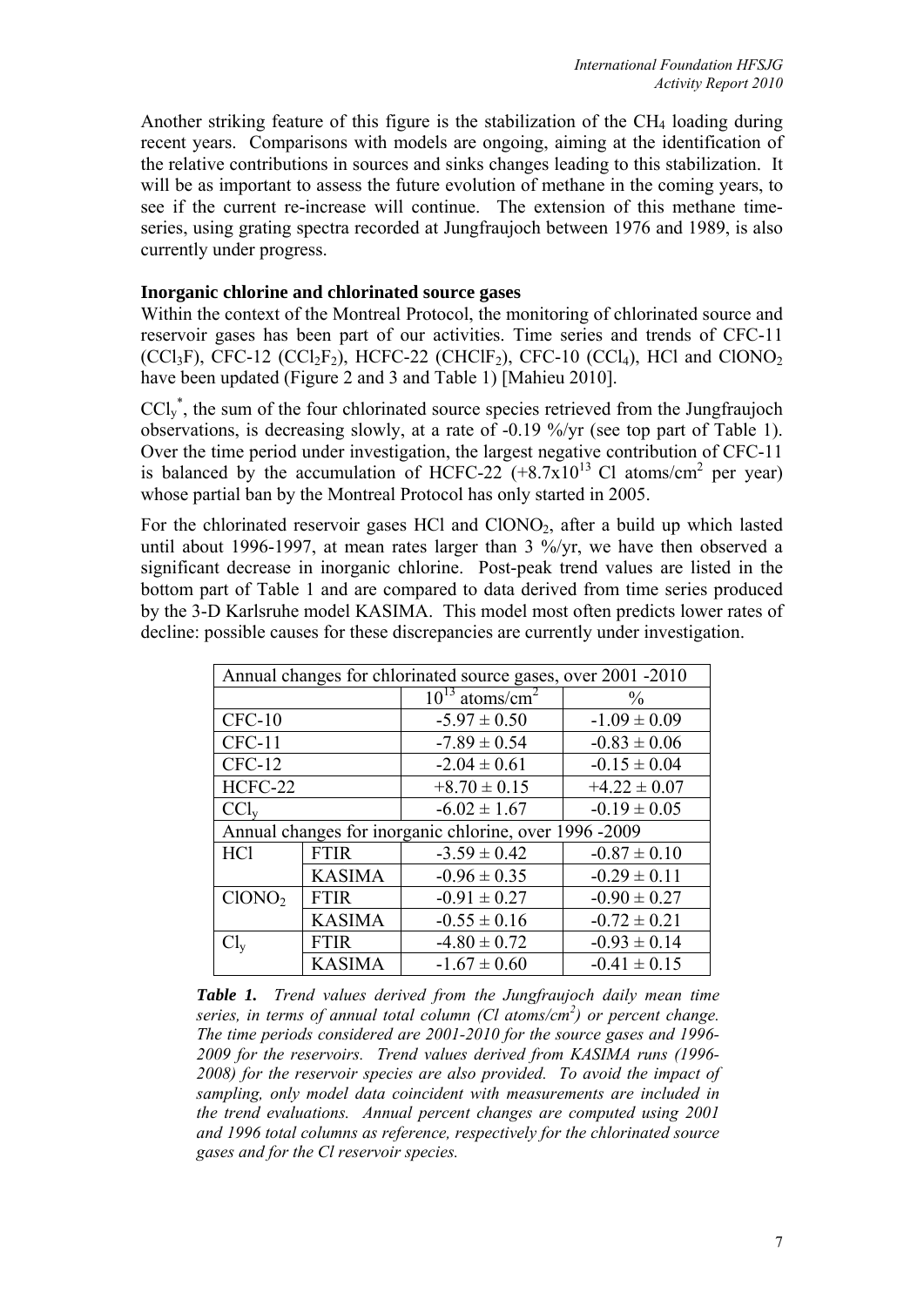Another striking feature of this figure is the stabilization of the $CH_4$ loading during recent years. Comparisons with models are ongoing, aiming at the identification of the relative contributions in sources and sinks changes leading to this stabilization. It will be as important to assess the future evolution of methane in the coming years, to see if the current re-increase will continue. The extension of this methane time-series, using grating spectra recorded at Jungfraujoch between 1976 and 1989, is also currently under progress.

**Inorganic chlorine and chlorinated source gases**

Within the context of the Montreal Protocol, the monitoring of chlorinated source and reservoir gases has been part of our activities. Time series and trends of CFC-11 ($CCl_3F$), CFC-12 ($CCl_2F_2$), HCFC-22 ($CHClF_2$), CFC-10 ($CCl_4$), HCl and $ClONO_2$ have been updated (Figure 2 and 3 and Table 1) [Mahieu 2010].

$CCl_y^*$, the sum of the four chlorinated source species retrieved from the Jungfraujoch observations, is decreasing slowly, at a rate of -0.19 %/yr (see top part of Table 1). Over the time period under investigation, the largest negative contribution of CFC-11 is balanced by the accumulation of HCFC-22 ($+8.7 \times 10^{13}$ Cl atoms/cm$^2$ per year) whose partial ban by the Montreal Protocol has only started in 2005.

For the chlorinated reservoir gases HCl and $ClONO_2$, after a build up which lasted until about 1996-1997, at mean rates larger than 3 %/yr, we have then observed a significant decrease in inorganic chlorine. Post-peak trend values are listed in the bottom part of Table 1 and are compared to data derived from time series produced by the 3-D Karlsruhe model KASIMA. This model most often predicts lower rates of decline: possible causes for these discrepancies are currently under investigation.

| Annual changes for chlorinated source gases, over 2001 -2010 | | | |
|---|---|---|---|
| | | $10^{13}$ atoms/cm$^2$ | % |
| CFC-10 | | -5.97 ± 0.50 | -1.09 ± 0.09 |
| CFC-11 | | -7.89 ± 0.54 | -0.83 ± 0.06 |
| CFC-12 | | -2.04 ± 0.61 | -0.15 ± 0.04 |
| HCFC-22 | | +8.70 ± 0.15 | +4.22 ± 0.07 |
| $CCl_y$ | | -6.02 ± 1.67 | -0.19 ± 0.05 |
| Annual changes for inorganic chlorine, over 1996 -2009 | | | |
| HCl | FTIR | -3.59 ± 0.42 | -0.87 ± 0.10 |
| | KASIMA | -0.96 ± 0.35 | -0.29 ± 0.11 |
| $ClONO_2$ | FTIR | -0.91 ± 0.27 | -0.90 ± 0.27 |
| | KASIMA | -0.55 ± 0.16 | -0.72 ± 0.21 |
| $Cl_y$ | FTIR | -4.80 ± 0.72 | -0.93 ± 0.14 |
| | KASIMA | -1.67 ± 0.60 | -0.41 ± 0.15 |

***Table 1.*** *Trend values derived from the Jungfraujoch daily mean time series, in terms of annual total column (Cl atoms/cm$^2$) or percent change. The time periods considered are 2001-2010 for the source gases and 1996-2009 for the reservoirs. Trend values derived from KASIMA runs (1996-2008) for the reservoir species are also provided. To avoid the impact of sampling, only model data coincident with measurements are included in the trend evaluations. Annual percent changes are computed using 2001 and 1996 total columns as reference, respectively for the chlorinated source gases and for the Cl reservoir species.*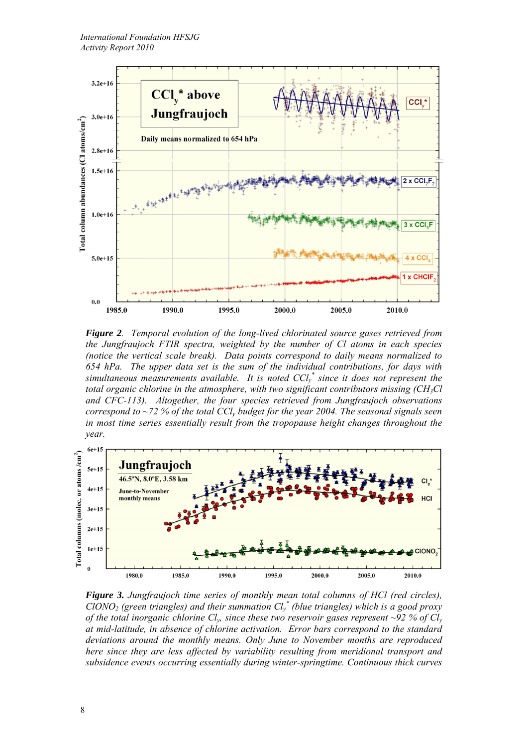***Figure 2**. Temporal evolution of the long-lived chlorinated source gases retrieved from the Jungfraujoch FTIR spectra, weighted by the number of Cl atoms in each species (notice the vertical scale break). Data points correspond to daily means normalized to 654 hPa. The upper data set is the sum of the individual contributions, for days with simultaneous measurements available. It is noted $CCl_y^*$ since it does not represent the total organic chlorine in the atmosphere, with two significant contributors missing ($CH_3Cl$ and CFC-113). Altogether, the four species retrieved from Jungfraujoch observations correspond to ~72 % of the total $CCl_y$ budget for the year 2004. The seasonal signals seen in most time series essentially result from the tropopause height changes throughout the year.*

***Figure 3.** Jungfraujoch time series of monthly mean total columns of HCl (red circles), $ClONO_2$ (green triangles) and their summation $Cl_y^*$ (blue triangles) which is a good proxy of the total inorganic chlorine $Cl_y$, since these two reservoir gases represent ~92 % of $Cl_y$ at mid-latitude, in absence of chlorine activation. Error bars correspond to the standard deviations around the monthly means. Only June to November months are reproduced here since they are less affected by variability resulting from meridional transport and subsidence events occurring essentially during winter-springtime. Continuous thick curves*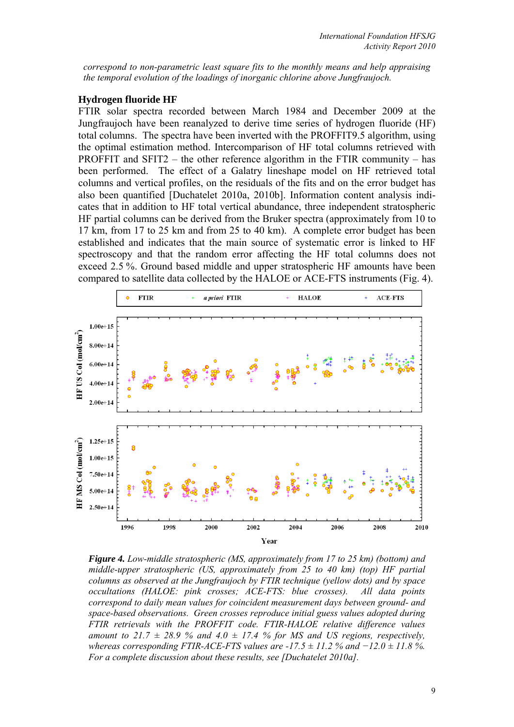*correspond to non-parametric least square fits to the monthly means and help appraising the temporal evolution of the loadings of inorganic chlorine above Jungfraujoch.*

## Hydrogen fluoride HF

FTIR solar spectra recorded between March 1984 and December 2009 at the Jungfraujoch have been reanalyzed to derive time series of hydrogen fluoride (HF) total columns. The spectra have been inverted with the PROFFIT9.5 algorithm, using the optimal estimation method. Intercomparison of HF total columns retrieved with PROFFIT and SFIT2 – the other reference algorithm in the FTIR community – has been performed. The effect of a Galatry lineshape model on HF retrieved total columns and vertical profiles, on the residuals of the fits and on the error budget has also been quantified [Duchatelet 2010a, 2010b]. Information content analysis indicates that in addition to HF total vertical abundance, three independent stratospheric HF partial columns can be derived from the Bruker spectra (approximately from 10 to 17 km, from 17 to 25 km and from 25 to 40 km). A complete error budget has been established and indicates that the main source of systematic error is linked to HF spectroscopy and that the random error affecting the HF total columns does not exceed 2.5 %. Ground based middle and upper stratospheric HF amounts have been compared to satellite data collected by the HALOE or ACE-FTS instruments (Fig. 4).

***Figure 4.** Low-middle stratospheric (MS, approximately from 17 to 25 km) (bottom) and middle-upper stratospheric (US, approximately from 25 to 40 km) (top) HF partial columns as observed at the Jungfraujoch by FTIR technique (yellow dots) and by space occultations (HALOE: pink crosses; ACE-FTS: blue crosses). All data points correspond to daily mean values for coincident measurement days between ground- and space-based observations. Green crosses reproduce initial guess values adopted during FTIR retrievals with the PROFFIT code. FTIR-HALOE relative difference values amount to 21.7 ± 28.9 % and 4.0 ± 17.4 % for MS and US regions, respectively, whereas corresponding FTIR-ACE-FTS values are -17.5 ± 11.2 % and −12.0 ± 11.8 %. For a complete discussion about these results, see [Duchatelet 2010a].*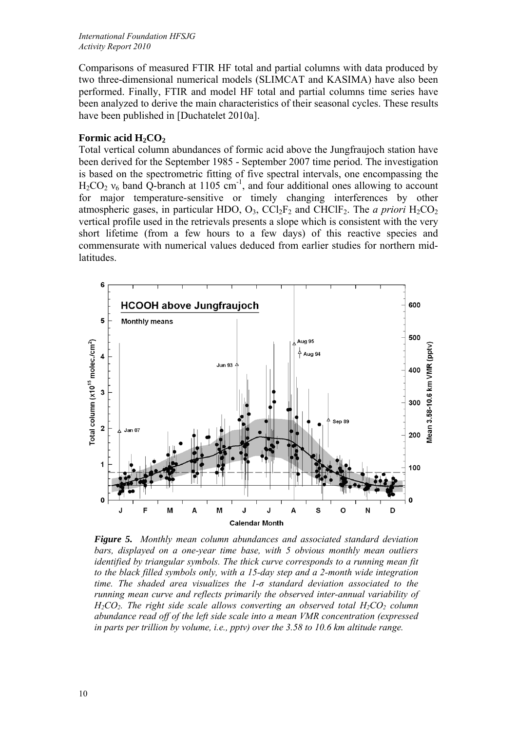Comparisons of measured FTIR HF total and partial columns with data produced by two three-dimensional numerical models (SLIMCAT and KASIMA) have also been performed. Finally, FTIR and model HF total and partial columns time series have been analyzed to derive the main characteristics of their seasonal cycles. These results have been published in [Duchatelet 2010a].

### Formic acid $H_2CO_2$

Total vertical column abundances of formic acid above the Jungfraujoch station have been derived for the September 1985 - September 2007 time period. The investigation is based on the spectrometric fitting of five spectral intervals, one encompassing the $H_2CO_2$ $\nu_6$ band Q-branch at 1105 $cm^{-1}$, and four additional ones allowing to account for major temperature-sensitive or timely changing interferences by other atmospheric gases, in particular HDO, $O_3$, $CCl_2F_2$ and $CHClF_2$. The *a priori* $H_2CO_2$ vertical profile used in the retrievals presents a slope which is consistent with the very short lifetime (from a few hours to a few days) of this reactive species and commensurate with numerical values deduced from earlier studies for northern mid-latitudes.

***Figure 5.*** *Monthly mean column abundances and associated standard deviation bars, displayed on a one-year time base, with 5 obvious monthly mean outliers identified by triangular symbols. The thick curve corresponds to a running mean fit to the black filled symbols only, with a 15-day step and a 2-month wide integration time. The shaded area visualizes the 1-σ standard deviation associated to the running mean curve and reflects primarily the observed inter-annual variability of* $H_2CO_2$*. The right side scale allows converting an observed total* $H_2CO_2$ *column abundance read off of the left side scale into a mean VMR concentration (expressed in parts per trillion by volume, i.e., pptv) over the 3.58 to 10.6 km altitude range.*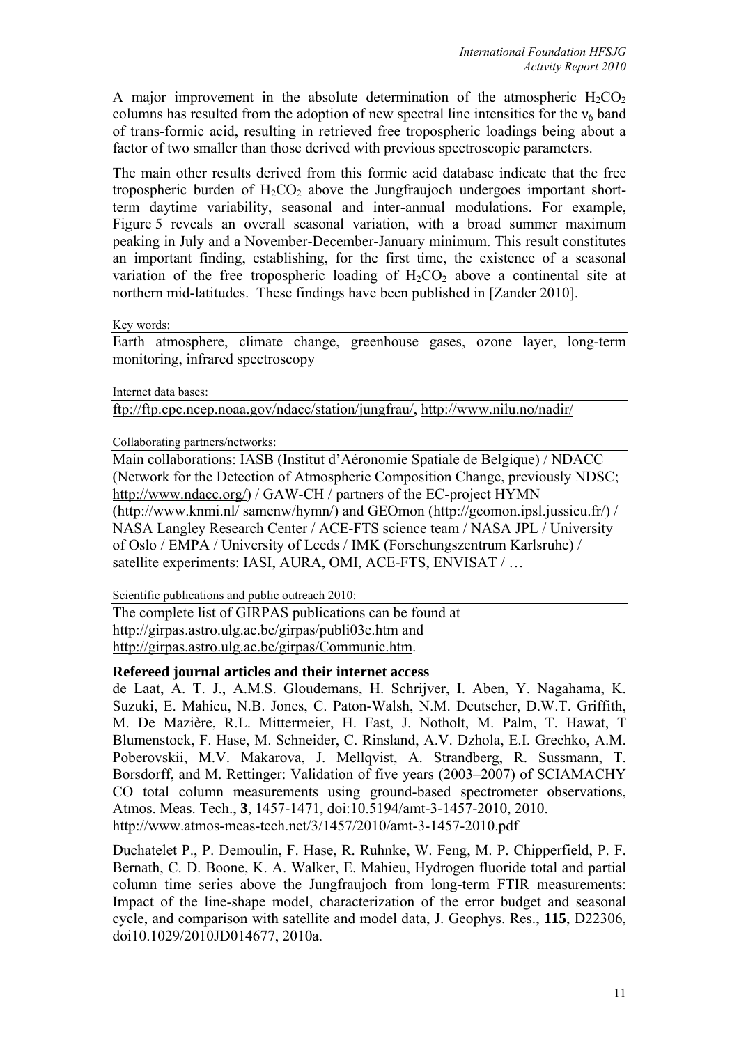A major improvement in the absolute determination of the atmospheric $H_2CO_2$ columns has resulted from the adoption of new spectral line intensities for the $\nu_6$ band of trans-formic acid, resulting in retrieved free tropospheric loadings being about a factor of two smaller than those derived with previous spectroscopic parameters.

The main other results derived from this formic acid database indicate that the free tropospheric burden of $H_2CO_2$ above the Jungfraujoch undergoes important short-term daytime variability, seasonal and inter-annual modulations. For example, Figure 5 reveals an overall seasonal variation, with a broad summer maximum peaking in July and a November-December-January minimum. This result constitutes an important finding, establishing, for the first time, the existence of a seasonal variation of the free tropospheric loading of $H_2CO_2$ above a continental site at northern mid-latitudes. These findings have been published in [Zander 2010].

Key words:

Earth atmosphere, climate change, greenhouse gases, ozone layer, long-term monitoring, infrared spectroscopy

Internet data bases:

ftp://ftp.cpc.ncep.noaa.gov/ndacc/station/jungfrau/, http://www.nilu.no/nadir/

Collaborating partners/networks:

Main collaborations: IASB (Institut d'Aéronomie Spatiale de Belgique) / NDACC (Network for the Detection of Atmospheric Composition Change, previously NDSC; http://www.ndacc.org/) / GAW-CH / partners of the EC-project HYMN (http://www.knmi.nl/ samenw/hymn/) and GEOmon (http://geomon.ipsl.jussieu.fr/) / NASA Langley Research Center / ACE-FTS science team / NASA JPL / University of Oslo / EMPA / University of Leeds / IMK (Forschungszentrum Karlsruhe) / satellite experiments: IASI, AURA, OMI, ACE-FTS, ENVISAT / …

Scientific publications and public outreach 2010:

The complete list of GIRPAS publications can be found at http://girpas.astro.ulg.ac.be/girpas/publi03e.htm and http://girpas.astro.ulg.ac.be/girpas/Communic.htm.

**Refereed journal articles and their internet access**

de Laat, A. T. J., A.M.S. Gloudemans, H. Schrijver, I. Aben, Y. Nagahama, K. Suzuki, E. Mahieu, N.B. Jones, C. Paton-Walsh, N.M. Deutscher, D.W.T. Griffith, M. De Mazière, R.L. Mittermeier, H. Fast, J. Notholt, M. Palm, T. Hawat, T Blumenstock, F. Hase, M. Schneider, C. Rinsland, A.V. Dzhola, E.I. Grechko, A.M. Poberovskii, M.V. Makarova, J. Mellqvist, A. Strandberg, R. Sussmann, T. Borsdorff, and M. Rettinger: Validation of five years (2003–2007) of SCIAMACHY CO total column measurements using ground-based spectrometer observations, Atmos. Meas. Tech., **3**, 1457-1471, doi:10.5194/amt-3-1457-2010, 2010. http://www.atmos-meas-tech.net/3/1457/2010/amt-3-1457-2010.pdf

Duchatelet P., P. Demoulin, F. Hase, R. Ruhnke, W. Feng, M. P. Chipperfield, P. F. Bernath, C. D. Boone, K. A. Walker, E. Mahieu, Hydrogen fluoride total and partial column time series above the Jungfraujoch from long-term FTIR measurements: Impact of the line-shape model, characterization of the error budget and seasonal cycle, and comparison with satellite and model data, J. Geophys. Res., **115**, D22306, doi10.1029/2010JD014677, 2010a.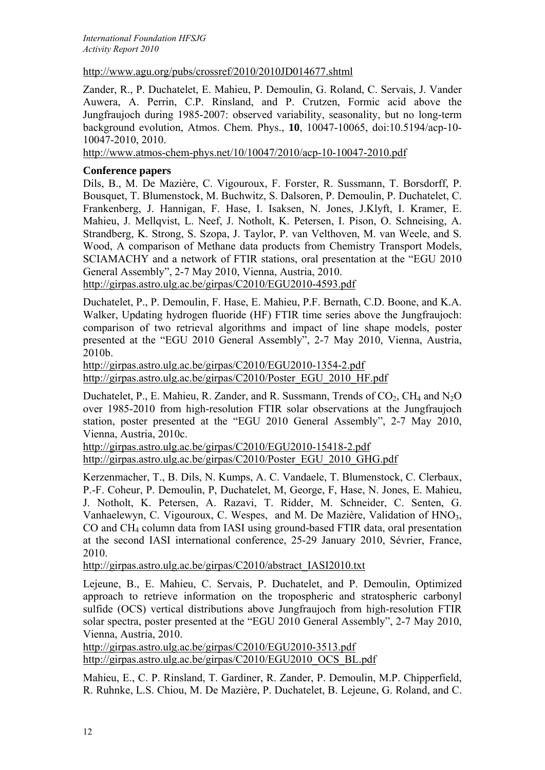http://www.agu.org/pubs/crossref/2010/2010JD014677.shtml

Zander, R., P. Duchatelet, E. Mahieu, P. Demoulin, G. Roland, C. Servais, J. Vander Auwera, A. Perrin, C.P. Rinsland, and P. Crutzen, Formic acid above the Jungfraujoch during 1985-2007: observed variability, seasonality, but no long-term background evolution, Atmos. Chem. Phys., **10**, 10047-10065, doi:10.5194/acp-10-10047-2010, 2010.
http://www.atmos-chem-phys.net/10/10047/2010/acp-10-10047-2010.pdf

**Conference papers**

Dils, B., M. De Mazière, C. Vigouroux, F. Forster, R. Sussmann, T. Borsdorff, P. Bousquet, T. Blumenstock, M. Buchwitz, S. Dalsoren, P. Demoulin, P. Duchatelet, C. Frankenberg, J. Hannigan, F. Hase, I. Isaksen, N. Jones, J.Klyft, I. Kramer, E. Mahieu, J. Mellqvist, L. Neef, J. Notholt, K. Petersen, I. Pison, O. Schneising, A. Strandberg, K. Strong, S. Szopa, J. Taylor, P. van Velthoven, M. van Weele, and S. Wood, A comparison of Methane data products from Chemistry Transport Models, SCIAMACHY and a network of FTIR stations, oral presentation at the "EGU 2010 General Assembly", 2-7 May 2010, Vienna, Austria, 2010.
http://girpas.astro.ulg.ac.be/girpas/C2010/EGU2010-4593.pdf

Duchatelet, P., P. Demoulin, F. Hase, E. Mahieu, P.F. Bernath, C.D. Boone, and K.A. Walker, Updating hydrogen fluoride (HF) FTIR time series above the Jungfraujoch: comparison of two retrieval algorithms and impact of line shape models, poster presented at the "EGU 2010 General Assembly", 2-7 May 2010, Vienna, Austria, 2010b.
http://girpas.astro.ulg.ac.be/girpas/C2010/EGU2010-1354-2.pdf
http://girpas.astro.ulg.ac.be/girpas/C2010/Poster_EGU_2010_HF.pdf

Duchatelet, P., E. Mahieu, R. Zander, and R. Sussmann, Trends of $CO_2$, $CH_4$ and $N_2O$ over 1985-2010 from high-resolution FTIR solar observations at the Jungfraujoch station, poster presented at the "EGU 2010 General Assembly", 2-7 May 2010, Vienna, Austria, 2010c.
http://girpas.astro.ulg.ac.be/girpas/C2010/EGU2010-15418-2.pdf
http://girpas.astro.ulg.ac.be/girpas/C2010/Poster_EGU_2010_GHG.pdf

Kerzenmacher, T., B. Dils, N. Kumps, A. C. Vandaele, T. Blumenstock, C. Clerbaux, P.-F. Coheur, P. Demoulin, P, Duchatelet, M, George, F, Hase, N. Jones, E. Mahieu, J. Notholt, K. Petersen, A. Razavi, T. Ridder, M. Schneider, C. Senten, G. Vanhaelewyn, C. Vigouroux, C. Wespes, and M. De Mazière, Validation of $HNO_3$, CO and $CH_4$ column data from IASI using ground-based FTIR data, oral presentation at the second IASI international conference, 25-29 January 2010, Sévrier, France, 2010.
http://girpas.astro.ulg.ac.be/girpas/C2010/abstract_IASI2010.txt

Lejeune, B., E. Mahieu, C. Servais, P. Duchatelet, and P. Demoulin, Optimized approach to retrieve information on the tropospheric and stratospheric carbonyl sulfide (OCS) vertical distributions above Jungfraujoch from high-resolution FTIR solar spectra, poster presented at the "EGU 2010 General Assembly", 2-7 May 2010, Vienna, Austria, 2010.
http://girpas.astro.ulg.ac.be/girpas/C2010/EGU2010-3513.pdf
http://girpas.astro.ulg.ac.be/girpas/C2010/EGU2010_OCS_BL.pdf

Mahieu, E., C. P. Rinsland, T. Gardiner, R. Zander, P. Demoulin, M.P. Chipperfield, R. Ruhnke, L.S. Chiou, M. De Mazière, P. Duchatelet, B. Lejeune, G. Roland, and C.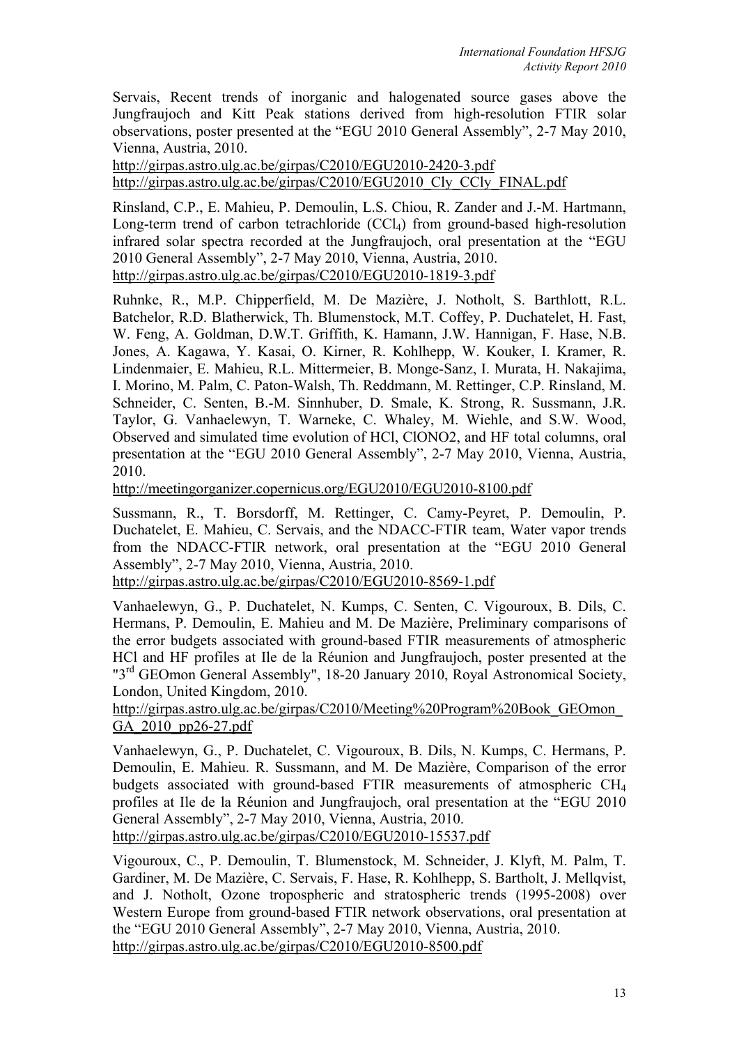Servais, Recent trends of inorganic and halogenated source gases above the Jungfraujoch and Kitt Peak stations derived from high-resolution FTIR solar observations, poster presented at the "EGU 2010 General Assembly", 2-7 May 2010, Vienna, Austria, 2010.
http://girpas.astro.ulg.ac.be/girpas/C2010/EGU2010-2420-3.pdf
http://girpas.astro.ulg.ac.be/girpas/C2010/EGU2010_Cly_CCly_FINAL.pdf

Rinsland, C.P., E. Mahieu, P. Demoulin, L.S. Chiou, R. Zander and J.-M. Hartmann, Long-term trend of carbon tetrachloride ($CCl_4$) from ground-based high-resolution infrared solar spectra recorded at the Jungfraujoch, oral presentation at the "EGU 2010 General Assembly", 2-7 May 2010, Vienna, Austria, 2010.
http://girpas.astro.ulg.ac.be/girpas/C2010/EGU2010-1819-3.pdf

Ruhnke, R., M.P. Chipperfield, M. De Mazière, J. Notholt, S. Barthlott, R.L. Batchelor, R.D. Blatherwick, Th. Blumenstock, M.T. Coffey, P. Duchatelet, H. Fast, W. Feng, A. Goldman, D.W.T. Griffith, K. Hamann, J.W. Hannigan, F. Hase, N.B. Jones, A. Kagawa, Y. Kasai, O. Kirner, R. Kohlhepp, W. Kouker, I. Kramer, R. Lindenmaier, E. Mahieu, R.L. Mittermeier, B. Monge-Sanz, I. Murata, H. Nakajima, I. Morino, M. Palm, C. Paton-Walsh, Th. Reddmann, M. Rettinger, C.P. Rinsland, M. Schneider, C. Senten, B.-M. Sinnhuber, D. Smale, K. Strong, R. Sussmann, J.R. Taylor, G. Vanhaelewyn, T. Warneke, C. Whaley, M. Wiehle, and S.W. Wood, Observed and simulated time evolution of HCl, ClONO2, and HF total columns, oral presentation at the "EGU 2010 General Assembly", 2-7 May 2010, Vienna, Austria, 2010.
http://meetingorganizer.copernicus.org/EGU2010/EGU2010-8100.pdf

Sussmann, R., T. Borsdorff, M. Rettinger, C. Camy-Peyret, P. Demoulin, P. Duchatelet, E. Mahieu, C. Servais, and the NDACC-FTIR team, Water vapor trends from the NDACC-FTIR network, oral presentation at the "EGU 2010 General Assembly", 2-7 May 2010, Vienna, Austria, 2010.
http://girpas.astro.ulg.ac.be/girpas/C2010/EGU2010-8569-1.pdf

Vanhaelewyn, G., P. Duchatelet, N. Kumps, C. Senten, C. Vigouroux, B. Dils, C. Hermans, P. Demoulin, E. Mahieu and M. De Mazière, Preliminary comparisons of the error budgets associated with ground-based FTIR measurements of atmospheric HCl and HF profiles at Ile de la Réunion and Jungfraujoch, poster presented at the "3rd GEOmon General Assembly", 18-20 January 2010, Royal Astronomical Society, London, United Kingdom, 2010.
http://girpas.astro.ulg.ac.be/girpas/C2010/Meeting%20Program%20Book_GEOmon_GA_2010_pp26-27.pdf

Vanhaelewyn, G., P. Duchatelet, C. Vigouroux, B. Dils, N. Kumps, C. Hermans, P. Demoulin, E. Mahieu. R. Sussmann, and M. De Mazière, Comparison of the error budgets associated with ground-based FTIR measurements of atmospheric $CH_4$ profiles at Ile de la Réunion and Jungfraujoch, oral presentation at the "EGU 2010 General Assembly", 2-7 May 2010, Vienna, Austria, 2010.
http://girpas.astro.ulg.ac.be/girpas/C2010/EGU2010-15537.pdf

Vigouroux, C., P. Demoulin, T. Blumenstock, M. Schneider, J. Klyft, M. Palm, T. Gardiner, M. De Mazière, C. Servais, F. Hase, R. Kohlhepp, S. Bartholt, J. Mellqvist, and J. Notholt, Ozone tropospheric and stratospheric trends (1995-2008) over Western Europe from ground-based FTIR network observations, oral presentation at the "EGU 2010 General Assembly", 2-7 May 2010, Vienna, Austria, 2010.
http://girpas.astro.ulg.ac.be/girpas/C2010/EGU2010-8500.pdf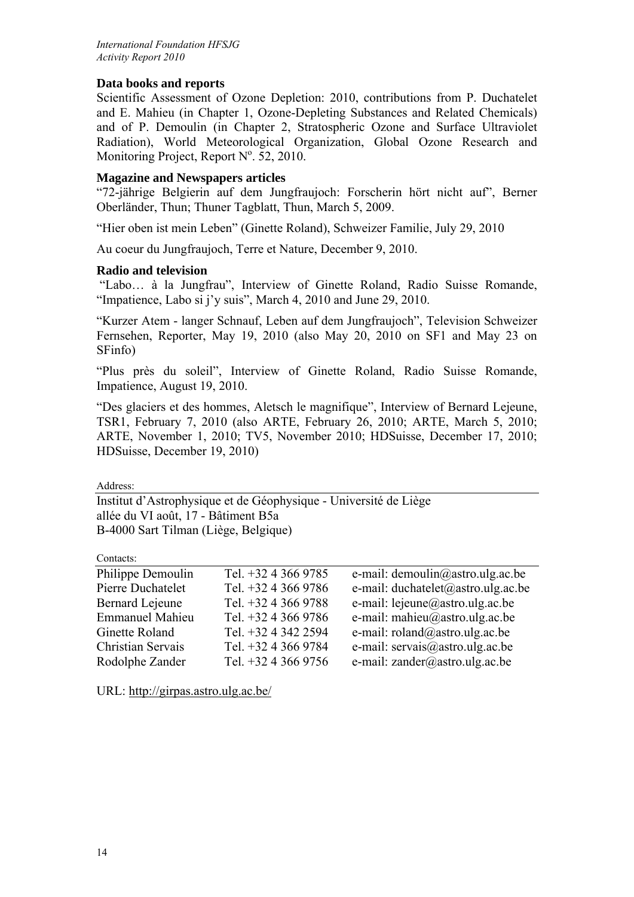**Data books and reports**

Scientific Assessment of Ozone Depletion: 2010, contributions from P. Duchatelet and E. Mahieu (in Chapter 1, Ozone-Depleting Substances and Related Chemicals) and of P. Demoulin (in Chapter 2, Stratospheric Ozone and Surface Ultraviolet Radiation), World Meteorological Organization, Global Ozone Research and Monitoring Project, Report N°. 52, 2010.

**Magazine and Newspapers articles**

"72-jährige Belgierin auf dem Jungfraujoch: Forscherin hört nicht auf", Berner Oberländer, Thun; Thuner Tagblatt, Thun, March 5, 2009.

"Hier oben ist mein Leben" (Ginette Roland), Schweizer Familie, July 29, 2010

Au coeur du Jungfraujoch, Terre et Nature, December 9, 2010.

**Radio and television**

"Labo… à la Jungfrau", Interview of Ginette Roland, Radio Suisse Romande, "Impatience, Labo si j'y suis", March 4, 2010 and June 29, 2010.

"Kurzer Atem - langer Schnauf, Leben auf dem Jungfraujoch", Television Schweizer Fernsehen, Reporter, May 19, 2010 (also May 20, 2010 on SF1 and May 23 on SFinfo)

"Plus près du soleil", Interview of Ginette Roland, Radio Suisse Romande, Impatience, August 19, 2010.

"Des glaciers et des hommes, Aletsch le magnifique", Interview of Bernard Lejeune, TSR1, February 7, 2010 (also ARTE, February 26, 2010; ARTE, March 5, 2010; ARTE, November 1, 2010; TV5, November 2010; HDSuisse, December 17, 2010; HDSuisse, December 19, 2010)

Address:

Institut d'Astrophysique et de Géophysique - Université de Liège
allée du VI août, 17 - Bâtiment B5a
B-4000 Sart Tilman (Liège, Belgique)

Contacts:

| | | |
|---|---|---|
| Philippe Demoulin | Tel. +32 4 366 9785 | e-mail: demoulin@astro.ulg.ac.be |
| Pierre Duchatelet | Tel. +32 4 366 9786 | e-mail: duchatelet@astro.ulg.ac.be |
| Bernard Lejeune | Tel. +32 4 366 9788 | e-mail: lejeune@astro.ulg.ac.be |
| Emmanuel Mahieu | Tel. +32 4 366 9786 | e-mail: mahieu@astro.ulg.ac.be |
| Ginette Roland | Tel. +32 4 342 2594 | e-mail: roland@astro.ulg.ac.be |
| Christian Servais | Tel. +32 4 366 9784 | e-mail: servais@astro.ulg.ac.be |
| Rodolphe Zander | Tel. +32 4 366 9756 | e-mail: zander@astro.ulg.ac.be |

URL: http://girpas.astro.ulg.ac.be/